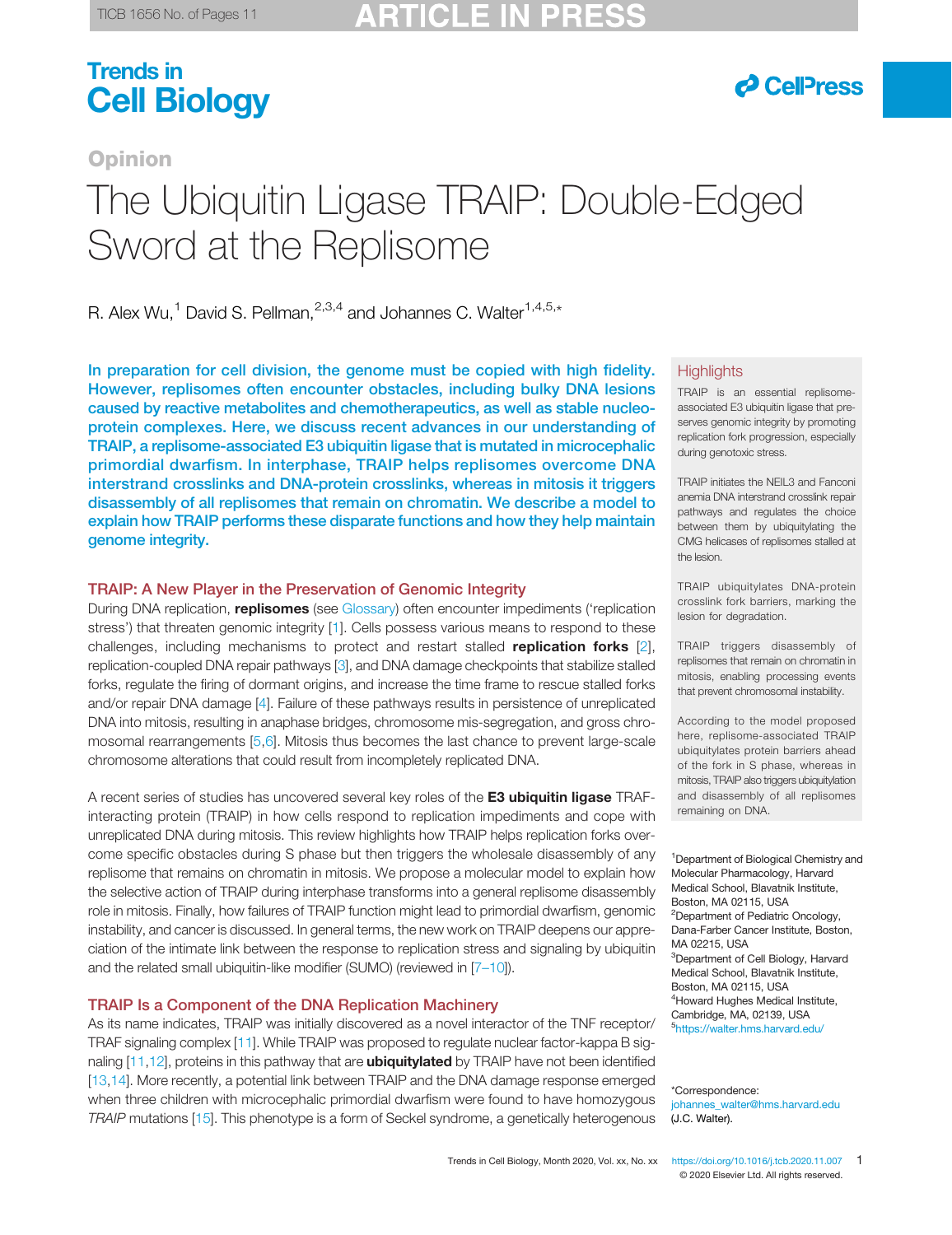Opinion

# The Ubiquitin Ligase TRAIP: Double-Edged Sword at the Replisome

R. Alex Wu,[1] David S. Pellman,[2,3,4] and Johannes C. Walter[1,4,5,*]

**In preparation for cell division, the genome must be copied with high fidelity. However, replisomes often encounter obstacles, including bulky DNA lesions caused by reactive metabolites and chemotherapeutics, as well as stable nucleoprotein complexes. Here, we discuss recent advances in our understanding of TRAIP, a replisome-associated E3 ubiquitin ligase that is mutated in microcephalic primordial dwarfism. In interphase, TRAIP helps replisomes overcome DNA interstrand crosslinks and DNA-protein crosslinks, whereas in mitosis it triggers disassembly of all replisomes that remain on chromatin. We describe a model to explain how TRAIP performs these disparate functions and how they help maintain genome integrity.**

## Highlights

TRAIP is an essential replisome-associated E3 ubiquitin ligase that preserves genomic integrity by promoting replication fork progression, especially during genotoxic stress.

TRAIP initiates the NEIL3 and Fanconi anemia DNA interstrand crosslink repair pathways and regulates the choice between them by ubiquitylating the CMG helicases of replisomes stalled at the lesion.

TRAIP ubiquitylates DNA-protein crosslink fork barriers, marking the lesion for degradation.

TRAIP triggers disassembly of replisomes that remain on chromatin in mitosis, enabling processing events that prevent chromosomal instability.

According to the model proposed here, replisome-associated TRAIP ubiquitylates protein barriers ahead of the fork in S phase, whereas in mitosis, TRAIP also triggers ubiquitylation and disassembly of all replisomes remaining on DNA.

## TRAIP: A New Player in the Preservation of Genomic Integrity

During DNA replication, **replisomes** (see Glossary) often encounter impediments ('replication stress') that threaten genomic integrity [1]. Cells possess various means to respond to these challenges, including mechanisms to protect and restart stalled **replication forks** [2], replication-coupled DNA repair pathways [3], and DNA damage checkpoints that stabilize stalled forks, regulate the firing of dormant origins, and increase the time frame to rescue stalled forks and/or repair DNA damage [4]. Failure of these pathways results in persistence of unreplicated DNA into mitosis, resulting in anaphase bridges, chromosome mis-segregation, and gross chromosomal rearrangements [5,6]. Mitosis thus becomes the last chance to prevent large-scale chromosome alterations that could result from incompletely replicated DNA.

A recent series of studies has uncovered several key roles of the **E3 ubiquitin ligase** TRAF-interacting protein (TRAIP) in how cells respond to replication impediments and cope with unreplicated DNA during mitosis. This review highlights how TRAIP helps replication forks overcome specific obstacles during S phase but then triggers the wholesale disassembly of any replisome that remains on chromatin in mitosis. We propose a molecular model to explain how the selective action of TRAIP during interphase transforms into a general replisome disassembly role in mitosis. Finally, how failures of TRAIP function might lead to primordial dwarfism, genomic instability, and cancer is discussed. In general terms, the new work on TRAIP deepens our appreciation of the intimate link between the response to replication stress and signaling by ubiquitin and the related small ubiquitin-like modifier (SUMO) (reviewed in [7–10]).

## TRAIP Is a Component of the DNA Replication Machinery

As its name indicates, TRAIP was initially discovered as a novel interactor of the TNF receptor/TRAF signaling complex [11]. While TRAIP was proposed to regulate nuclear factor-kappa B signaling [11,12], proteins in this pathway that are **ubiquitylated** by TRAIP have not been identified [13,14]. More recently, a potential link between TRAIP and the DNA damage response emerged when three children with microcephalic primordial dwarfism were found to have homozygous *TRAIP* mutations [15]. This phenotype is a form of Seckel syndrome, a genetically heterogenous

[1]Department of Biological Chemistry and Molecular Pharmacology, Harvard Medical School, Blavatnik Institute, Boston, MA 02115, USA
[2]Department of Pediatric Oncology, Dana-Farber Cancer Institute, Boston, MA 02215, USA
[3]Department of Cell Biology, Harvard Medical School, Blavatnik Institute, Boston, MA 02115, USA
[4]Howard Hughes Medical Institute, Cambridge, MA, 02139, USA
[5]https://walter.hms.harvard.edu/

*Correspondence: johannes_walter@hms.harvard.edu (J.C. Walter).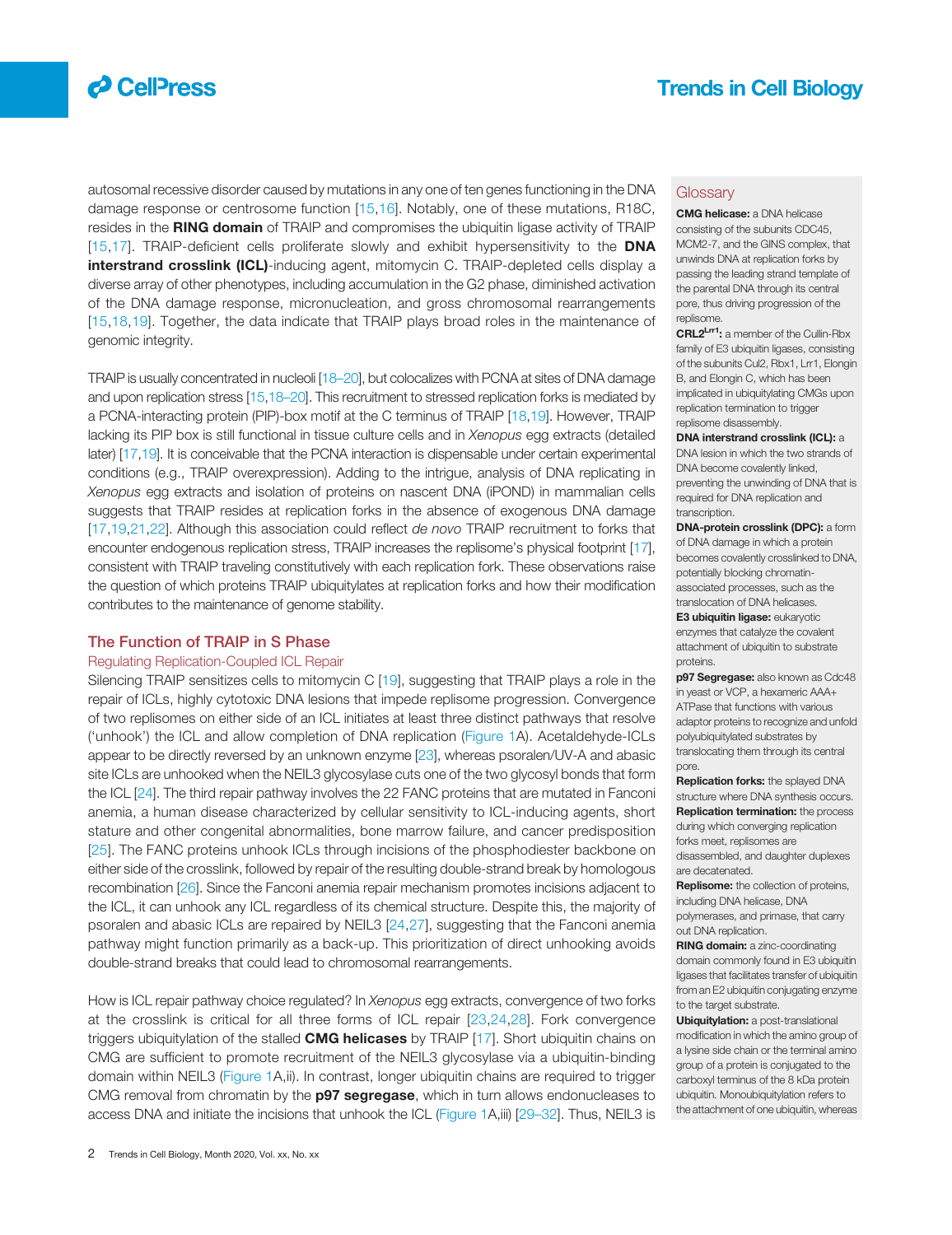autosomal recessive disorder caused by mutations in any one of ten genes functioning in the DNA damage response or centrosome function [15,16]. Notably, one of these mutations, R18C, resides in the **RING domain** of TRAIP and compromises the ubiquitin ligase activity of TRAIP [15,17]. TRAIP-deficient cells proliferate slowly and exhibit hypersensitivity to the **DNA interstrand crosslink (ICL)**-inducing agent, mitomycin C. TRAIP-depleted cells display a diverse array of other phenotypes, including accumulation in the G2 phase, diminished activation of the DNA damage response, micronucleation, and gross chromosomal rearrangements [15,18,19]. Together, the data indicate that TRAIP plays broad roles in the maintenance of genomic integrity.

TRAIP is usually concentrated in nucleoli [18–20], but colocalizes with PCNA at sites of DNA damage and upon replication stress [15,18–20]. This recruitment to stressed replication forks is mediated by a PCNA-interacting protein (PIP)-box motif at the C terminus of TRAIP [18,19]. However, TRAIP lacking its PIP box is still functional in tissue culture cells and in *Xenopus* egg extracts (detailed later) [17,19]. It is conceivable that the PCNA interaction is dispensable under certain experimental conditions (e.g., TRAIP overexpression). Adding to the intrigue, analysis of DNA replicating in *Xenopus* egg extracts and isolation of proteins on nascent DNA (iPOND) in mammalian cells suggests that TRAIP resides at replication forks in the absence of exogenous DNA damage [17,19,21,22]. Although this association could reflect *de novo* TRAIP recruitment to forks that encounter endogenous replication stress, TRAIP increases the replisome's physical footprint [17], consistent with TRAIP traveling constitutively with each replication fork. These observations raise the question of which proteins TRAIP ubiquitylates at replication forks and how their modification contributes to the maintenance of genome stability.

## The Function of TRAIP in S Phase

### Regulating Replication-Coupled ICL Repair

Silencing TRAIP sensitizes cells to mitomycin C [19], suggesting that TRAIP plays a role in the repair of ICLs, highly cytotoxic DNA lesions that impede replisome progression. Convergence of two replisomes on either side of an ICL initiates at least three distinct pathways that resolve ('unhook') the ICL and allow completion of DNA replication (Figure 1A). Acetaldehyde-ICLs appear to be directly reversed by an unknown enzyme [23], whereas psoralen/UV-A and abasic site ICLs are unhooked when the NEIL3 glycosylase cuts one of the two glycosyl bonds that form the ICL [24]. The third repair pathway involves the 22 FANC proteins that are mutated in Fanconi anemia, a human disease characterized by cellular sensitivity to ICL-inducing agents, short stature and other congenital abnormalities, bone marrow failure, and cancer predisposition [25]. The FANC proteins unhook ICLs through incisions of the phosphodiester backbone on either side of the crosslink, followed by repair of the resulting double-strand break by homologous recombination [26]. Since the Fanconi anemia repair mechanism promotes incisions adjacent to the ICL, it can unhook any ICL regardless of its chemical structure. Despite this, the majority of psoralen and abasic ICLs are repaired by NEIL3 [24,27], suggesting that the Fanconi anemia pathway might function primarily as a back-up. This prioritization of direct unhooking avoids double-strand breaks that could lead to chromosomal rearrangements.

How is ICL repair pathway choice regulated? In *Xenopus* egg extracts, convergence of two forks at the crosslink is critical for all three forms of ICL repair [23,24,28]. Fork convergence triggers ubiquitylation of the stalled **CMG helicases** by TRAIP [17]. Short ubiquitin chains on CMG are sufficient to promote recruitment of the NEIL3 glycosylase via a ubiquitin-binding domain within NEIL3 (Figure 1A,ii). In contrast, longer ubiquitin chains are required to trigger CMG removal from chromatin by the **p97 segregase**, which in turn allows endonucleases to access DNA and initiate the incisions that unhook the ICL (Figure 1A,iii) [29–32]. Thus, NEIL3 is

## Glossary

**CMG helicase:** a DNA helicase consisting of the subunits CDC45, MCM2-7, and the GINS complex, that unwinds DNA at replication forks by passing the leading strand template of the parental DNA through its central pore, thus driving progression of the replisome.

**CRL2$^{Lrr1}$:** a member of the Cullin-Rbx family of E3 ubiquitin ligases, consisting of the subunits Cul2, Rbx1, Lrr1, Elongin B, and Elongin C, which has been implicated in ubiquitylating CMGs upon replication termination to trigger replisome disassembly.

**DNA interstrand crosslink (ICL):** a DNA lesion in which the two strands of DNA become covalently linked, preventing the unwinding of DNA that is required for DNA replication and transcription.

**DNA-protein crosslink (DPC):** a form of DNA damage in which a protein becomes covalently crosslinked to DNA, potentially blocking chromatin-associated processes, such as the translocation of DNA helicases.

**E3 ubiquitin ligase:** eukaryotic enzymes that catalyze the covalent attachment of ubiquitin to substrate proteins.

**p97 Segregase:** also known as Cdc48 in yeast or VCP, a hexameric AAA+ ATPase that functions with various adaptor proteins to recognize and unfold polyubiquitylated substrates by translocating them through its central pore.

**Replication forks:** the splayed DNA structure where DNA synthesis occurs.

**Replication termination:** the process during which converging replication forks meet, replisomes are disassembled, and daughter duplexes are decatenated.

**Replisome:** the collection of proteins, including DNA helicase, DNA polymerases, and primase, that carry out DNA replication.

**RING domain:** a zinc-coordinating domain commonly found in E3 ubiquitin ligases that facilitates transfer of ubiquitin from an E2 ubiquitin conjugating enzyme to the target substrate.

**Ubiquitylation:** a post-translational modification in which the amino group of a lysine side chain or the terminal amino group of a protein is conjugated to the carboxyl terminus of the 8 kDa protein ubiquitin. Monoubiquitylation refers to the attachment of one ubiquitin, whereas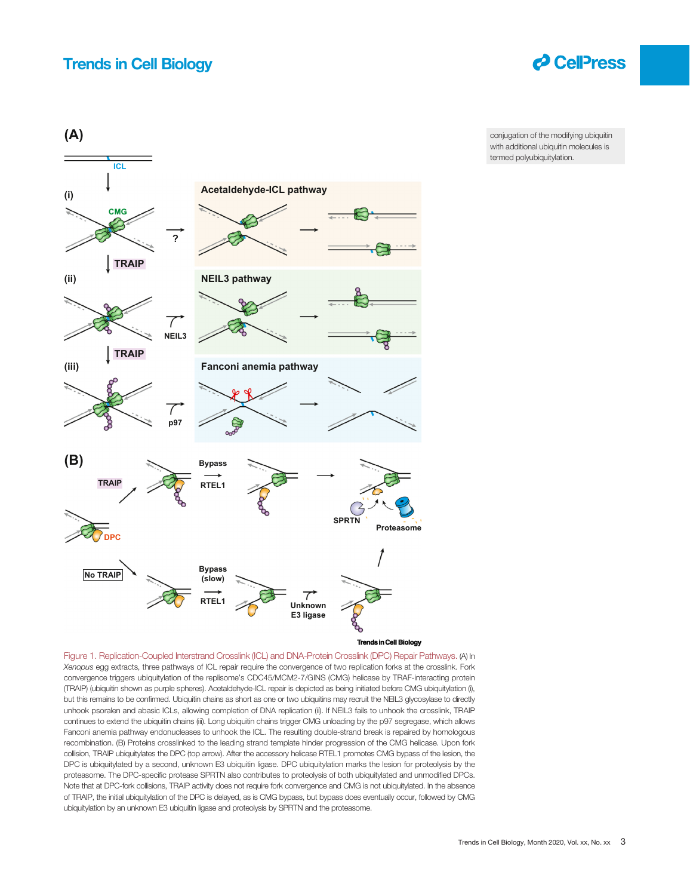conjugation of the modifying ubiquitin with additional ubiquitin molecules is termed polyubiquitylation.

Figure 1. Replication-Coupled Interstrand Crosslink (ICL) and DNA-Protein Crosslink (DPC) Repair Pathways. (A) In *Xenopus* egg extracts, three pathways of ICL repair require the convergence of two replication forks at the crosslink. Fork convergence triggers ubiquitylation of the replisome's CDC45/MCM2-7/GINS (CMG) helicase by TRAF-interacting protein (TRAIP) (ubiquitin shown as purple spheres). Acetaldehyde-ICL repair is depicted as being initiated before CMG ubiquitylation (i), but this remains to be confirmed. Ubiquitin chains as short as one or two ubiquitins may recruit the NEIL3 glycosylase to directly unhook psoralen and abasic ICLs, allowing completion of DNA replication (ii). If NEIL3 fails to unhook the crosslink, TRAIP continues to extend the ubiquitin chains (iii). Long ubiquitin chains trigger CMG unloading by the p97 segregase, which allows Fanconi anemia pathway endonucleases to unhook the ICL. The resulting double-strand break is repaired by homologous recombination. (B) Proteins crosslinked to the leading strand template hinder progression of the CMG helicase. Upon fork collision, TRAIP ubiquitylates the DPC (top arrow). After the accessory helicase RTEL1 promotes CMG bypass of the lesion, the DPC is ubiquitylated by a second, unknown E3 ubiquitin ligase. DPC ubiquitylation marks the lesion for proteolysis by the proteasome. The DPC-specific protease SPRTN also contributes to proteolysis of both ubiquitylated and unmodified DPCs. Note that at DPC-fork collisions, TRAIP activity does not require fork convergence and CMG is not ubiquitylated. In the absence of TRAIP, the initial ubiquitylation of the DPC is delayed, as is CMG bypass, but bypass does eventually occur, followed by CMG ubiquitylation by an unknown E3 ubiquitin ligase and proteolysis by SPRTN and the proteasome.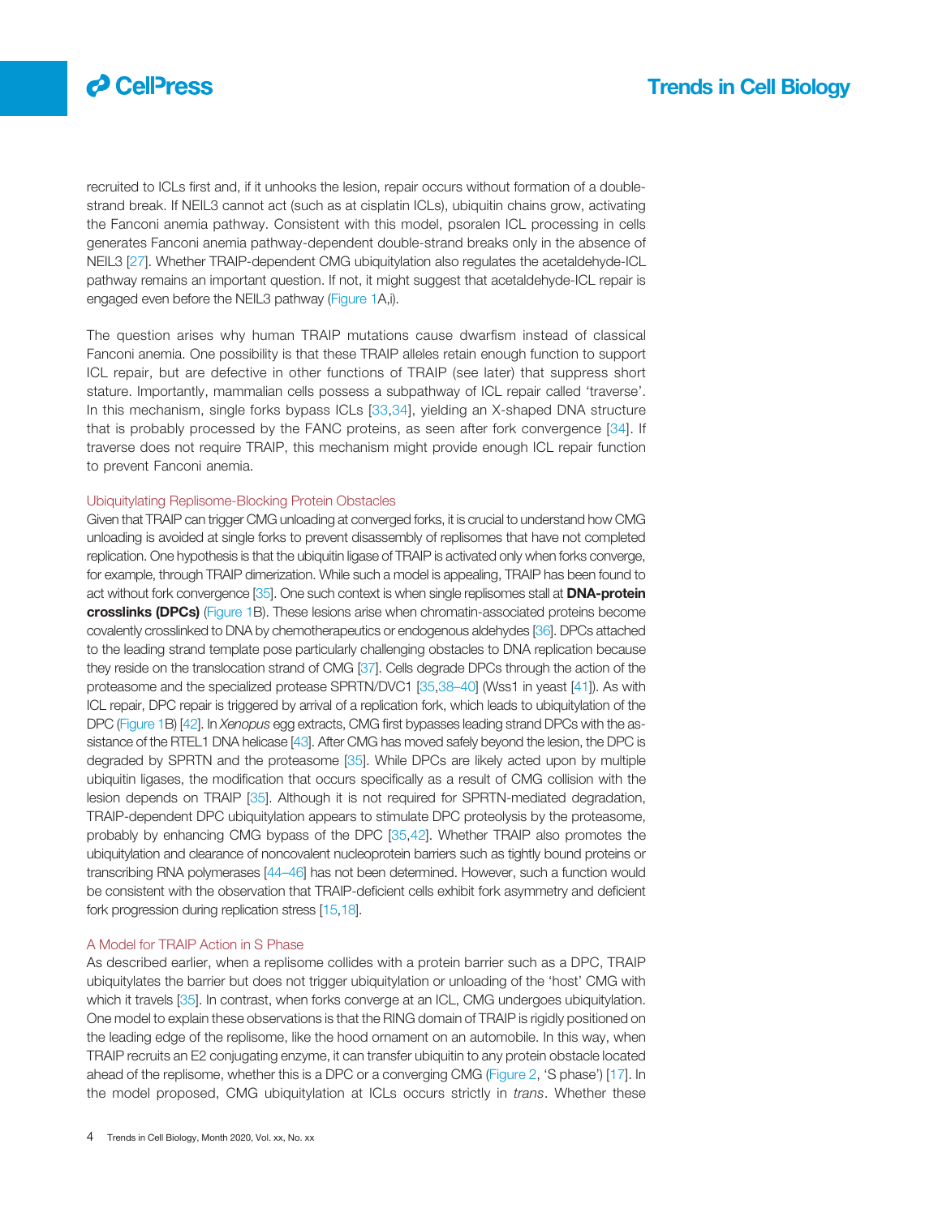recruited to ICLs first and, if it unhooks the lesion, repair occurs without formation of a double-strand break. If NEIL3 cannot act (such as at cisplatin ICLs), ubiquitin chains grow, activating the Fanconi anemia pathway. Consistent with this model, psoralen ICL processing in cells generates Fanconi anemia pathway-dependent double-strand breaks only in the absence of NEIL3 [27]. Whether TRAIP-dependent CMG ubiquitylation also regulates the acetaldehyde-ICL pathway remains an important question. If not, it might suggest that acetaldehyde-ICL repair is engaged even before the NEIL3 pathway (Figure 1A,i).

The question arises why human TRAIP mutations cause dwarfism instead of classical Fanconi anemia. One possibility is that these TRAIP alleles retain enough function to support ICL repair, but are defective in other functions of TRAIP (see later) that suppress short stature. Importantly, mammalian cells possess a subpathway of ICL repair called 'traverse'. In this mechanism, single forks bypass ICLs [33,34], yielding an X-shaped DNA structure that is probably processed by the FANC proteins, as seen after fork convergence [34]. If traverse does not require TRAIP, this mechanism might provide enough ICL repair function to prevent Fanconi anemia.

### Ubiquitylating Replisome-Blocking Protein Obstacles

Given that TRAIP can trigger CMG unloading at converged forks, it is crucial to understand how CMG unloading is avoided at single forks to prevent disassembly of replisomes that have not completed replication. One hypothesis is that the ubiquitin ligase of TRAIP is activated only when forks converge, for example, through TRAIP dimerization. While such a model is appealing, TRAIP has been found to act without fork convergence [35]. One such context is when single replisomes stall at **DNA-protein crosslinks (DPCs)** (Figure 1B). These lesions arise when chromatin-associated proteins become covalently crosslinked to DNA by chemotherapeutics or endogenous aldehydes [36]. DPCs attached to the leading strand template pose particularly challenging obstacles to DNA replication because they reside on the translocation strand of CMG [37]. Cells degrade DPCs through the action of the proteasome and the specialized protease SPRTN/DVC1 [35,38–40] (Wss1 in yeast [41]). As with ICL repair, DPC repair is triggered by arrival of a replication fork, which leads to ubiquitylation of the DPC (Figure 1B) [42]. In *Xenopus* egg extracts, CMG first bypasses leading strand DPCs with the assistance of the RTEL1 DNA helicase [43]. After CMG has moved safely beyond the lesion, the DPC is degraded by SPRTN and the proteasome [35]. While DPCs are likely acted upon by multiple ubiquitin ligases, the modification that occurs specifically as a result of CMG collision with the lesion depends on TRAIP [35]. Although it is not required for SPRTN-mediated degradation, TRAIP-dependent DPC ubiquitylation appears to stimulate DPC proteolysis by the proteasome, probably by enhancing CMG bypass of the DPC [35,42]. Whether TRAIP also promotes the ubiquitylation and clearance of noncovalent nucleoprotein barriers such as tightly bound proteins or transcribing RNA polymerases [44–46] has not been determined. However, such a function would be consistent with the observation that TRAIP-deficient cells exhibit fork asymmetry and deficient fork progression during replication stress [15,18].

### A Model for TRAIP Action in S Phase

As described earlier, when a replisome collides with a protein barrier such as a DPC, TRAIP ubiquitylates the barrier but does not trigger ubiquitylation or unloading of the 'host' CMG with which it travels [35]. In contrast, when forks converge at an ICL, CMG undergoes ubiquitylation. One model to explain these observations is that the RING domain of TRAIP is rigidly positioned on the leading edge of the replisome, like the hood ornament on an automobile. In this way, when TRAIP recruits an E2 conjugating enzyme, it can transfer ubiquitin to any protein obstacle located ahead of the replisome, whether this is a DPC or a converging CMG (Figure 2, 'S phase') [17]. In the model proposed, CMG ubiquitylation at ICLs occurs strictly in *trans*. Whether these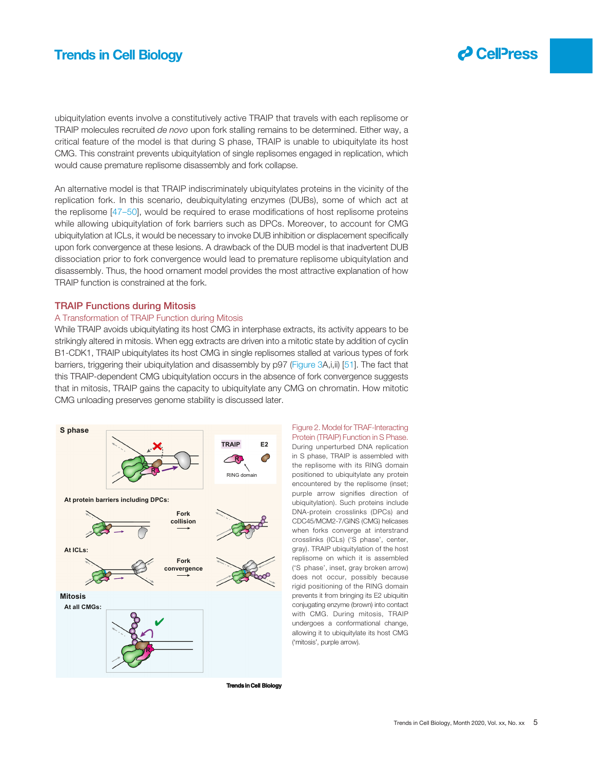ubiquitylation events involve a constitutively active TRAIP that travels with each replisome or TRAIP molecules recruited *de novo* upon fork stalling remains to be determined. Either way, a critical feature of the model is that during S phase, TRAIP is unable to ubiquitylate its host CMG. This constraint prevents ubiquitylation of single replisomes engaged in replication, which would cause premature replisome disassembly and fork collapse.

An alternative model is that TRAIP indiscriminately ubiquitylates proteins in the vicinity of the replication fork. In this scenario, deubiquitylating enzymes (DUBs), some of which act at the replisome [47–50], would be required to erase modifications of host replisome proteins while allowing ubiquitylation of fork barriers such as DPCs. Moreover, to account for CMG ubiquitylation at ICLs, it would be necessary to invoke DUB inhibition or displacement specifically upon fork convergence at these lesions. A drawback of the DUB model is that inadvertent DUB dissociation prior to fork convergence would lead to premature replisome ubiquitylation and disassembly. Thus, the hood ornament model provides the most attractive explanation of how TRAIP function is constrained at the fork.

## TRAIP Functions during Mitosis

### A Transformation of TRAIP Function during Mitosis

While TRAIP avoids ubiquitylating its host CMG in interphase extracts, its activity appears to be strikingly altered in mitosis. When egg extracts are driven into a mitotic state by addition of cyclin B1-CDK1, TRAIP ubiquitylates its host CMG in single replisomes stalled at various types of fork barriers, triggering their ubiquitylation and disassembly by p97 (Figure 3A,i,ii) [51]. The fact that this TRAIP-dependent CMG ubiquitylation occurs in the absence of fork convergence suggests that in mitosis, TRAIP gains the capacity to ubiquitylate any CMG on chromatin. How mitotic CMG unloading preserves genome stability is discussed later.

Figure 2. Model for TRAF-Interacting Protein (TRAIP) Function in S Phase. During unperturbed DNA replication in S phase, TRAIP is assembled with the replisome with its RING domain positioned to ubiquitylate any protein encountered by the replisome (inset; purple arrow signifies direction of ubiquitylation). Such proteins include DNA-protein crosslinks (DPCs) and CDC45/MCM2-7/GINS (CMG) helicases when forks converge at interstrand crosslinks (ICLs) ('S phase', center, gray). TRAIP ubiquitylation of the host replisome on which it is assembled ('S phase', inset, gray broken arrow) does not occur, possibly because rigid positioning of the RING domain prevents it from bringing its E2 ubiquitin conjugating enzyme (brown) into contact with CMG. During mitosis, TRAIP undergoes a conformational change, allowing it to ubiquitylate its host CMG ('mitosis', purple arrow).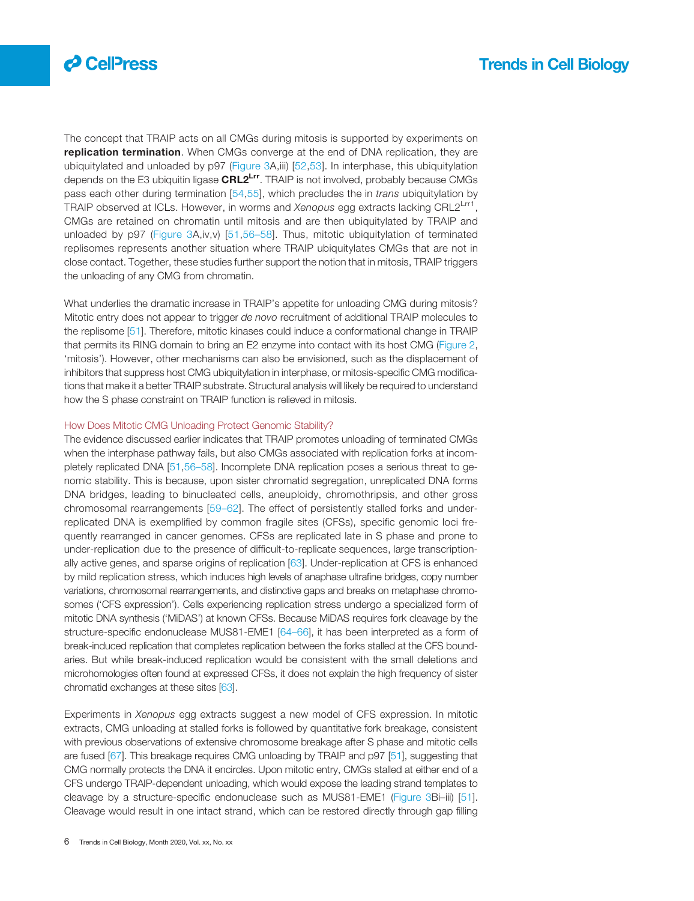The concept that TRAIP acts on all CMGs during mitosis is supported by experiments on **replication termination**. When CMGs converge at the end of DNA replication, they are ubiquitylated and unloaded by p97 (Figure 3A,iii) [52,53]. In interphase, this ubiquitylation depends on the E3 ubiquitin ligase **CRL2$^{Lrr}$**. TRAIP is not involved, probably because CMGs pass each other during termination [54,55], which precludes the in *trans* ubiquitylation by TRAIP observed at ICLs. However, in worms and *Xenopus* egg extracts lacking CRL2$^{Lrr1}$, CMGs are retained on chromatin until mitosis and are then ubiquitylated by TRAIP and unloaded by p97 (Figure 3A,iv,v) [51,56–58]. Thus, mitotic ubiquitylation of terminated replisomes represents another situation where TRAIP ubiquitylates CMGs that are not in close contact. Together, these studies further support the notion that in mitosis, TRAIP triggers the unloading of any CMG from chromatin.

What underlies the dramatic increase in TRAIP's appetite for unloading CMG during mitosis? Mitotic entry does not appear to trigger *de novo* recruitment of additional TRAIP molecules to the replisome [51]. Therefore, mitotic kinases could induce a conformational change in TRAIP that permits its RING domain to bring an E2 enzyme into contact with its host CMG (Figure 2, 'mitosis'). However, other mechanisms can also be envisioned, such as the displacement of inhibitors that suppress host CMG ubiquitylation in interphase, or mitosis-specific CMG modifications that make it a better TRAIP substrate. Structural analysis will likely be required to understand how the S phase constraint on TRAIP function is relieved in mitosis.

## How Does Mitotic CMG Unloading Protect Genomic Stability?

The evidence discussed earlier indicates that TRAIP promotes unloading of terminated CMGs when the interphase pathway fails, but also CMGs associated with replication forks at incompletely replicated DNA [51,56–58]. Incomplete DNA replication poses a serious threat to genomic stability. This is because, upon sister chromatid segregation, unreplicated DNA forms DNA bridges, leading to binucleated cells, aneuploidy, chromothripsis, and other gross chromosomal rearrangements [59–62]. The effect of persistently stalled forks and under-replicated DNA is exemplified by common fragile sites (CFSs), specific genomic loci frequently rearranged in cancer genomes. CFSs are replicated late in S phase and prone to under-replication due to the presence of difficult-to-replicate sequences, large transcriptionally active genes, and sparse origins of replication [63]. Under-replication at CFS is enhanced by mild replication stress, which induces high levels of anaphase ultrafine bridges, copy number variations, chromosomal rearrangements, and distinctive gaps and breaks on metaphase chromosomes ('CFS expression'). Cells experiencing replication stress undergo a specialized form of mitotic DNA synthesis ('MiDAS') at known CFSs. Because MiDAS requires fork cleavage by the structure-specific endonuclease MUS81-EME1 [64–66], it has been interpreted as a form of break-induced replication that completes replication between the forks stalled at the CFS boundaries. But while break-induced replication would be consistent with the small deletions and microhomologies often found at expressed CFSs, it does not explain the high frequency of sister chromatid exchanges at these sites [63].

Experiments in *Xenopus* egg extracts suggest a new model of CFS expression. In mitotic extracts, CMG unloading at stalled forks is followed by quantitative fork breakage, consistent with previous observations of extensive chromosome breakage after S phase and mitotic cells are fused [67]. This breakage requires CMG unloading by TRAIP and p97 [51], suggesting that CMG normally protects the DNA it encircles. Upon mitotic entry, CMGs stalled at either end of a CFS undergo TRAIP-dependent unloading, which would expose the leading strand templates to cleavage by a structure-specific endonuclease such as MUS81-EME1 (Figure 3Bi–iii) [51]. Cleavage would result in one intact strand, which can be restored directly through gap filling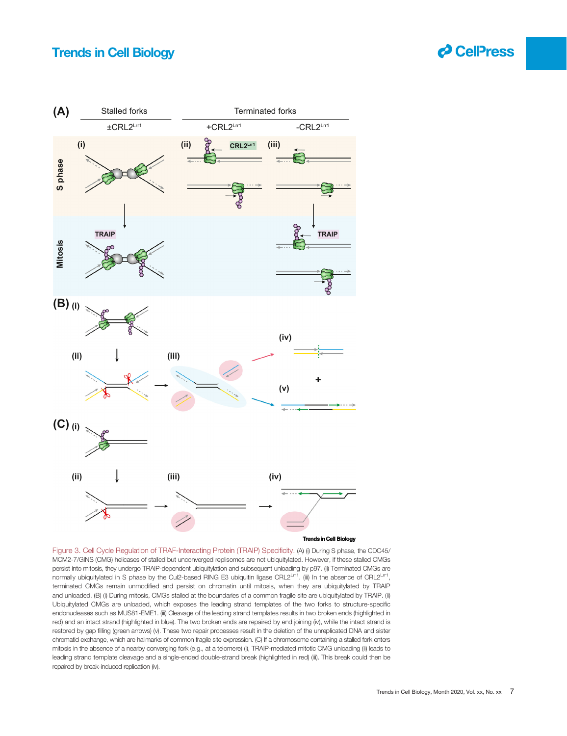Figure 3. Cell Cycle Regulation of TRAF-Interacting Protein (TRAIP) Specificity. (A) (i) During S phase, the CDC45/MCM2-7/GINS (CMG) helicases of stalled but unconverged replisomes are not ubiquitylated. However, if these stalled CMGs persist into mitosis, they undergo TRAIP-dependent ubiquitylation and subsequent unloading by p97. (ii) Terminated CMGs are normally ubiquitylated in S phase by the Cul2-based RING E3 ubiquitin ligase $CRL2^{Lrr1}$. (iii) In the absence of $CRL2^{Lrr1}$, terminated CMGs remain unmodified and persist on chromatin until mitosis, when they are ubiquitylated by TRAIP and unloaded. (B) (i) During mitosis, CMGs stalled at the boundaries of a common fragile site are ubiquitylated by TRAIP. (ii) Ubiquitylated CMGs are unloaded, which exposes the leading strand templates of the two forks to structure-specific endonucleases such as MUS81-EME1. (iii) Cleavage of the leading strand templates results in two broken ends (highlighted in red) and an intact strand (highlighted in blue). The two broken ends are repaired by end joining (iv), while the intact strand is restored by gap filling (green arrows) (v). These two repair processes result in the deletion of the unreplicated DNA and sister chromatid exchange, which are hallmarks of common fragile site expression. (C) If a chromosome containing a stalled fork enters mitosis in the absence of a nearby converging fork (e.g., at a telomere) (i), TRAIP-mediated mitotic CMG unloading (ii) leads to leading strand template cleavage and a single-ended double-strand break (highlighted in red) (iii). This break could then be repaired by break-induced replication (iv).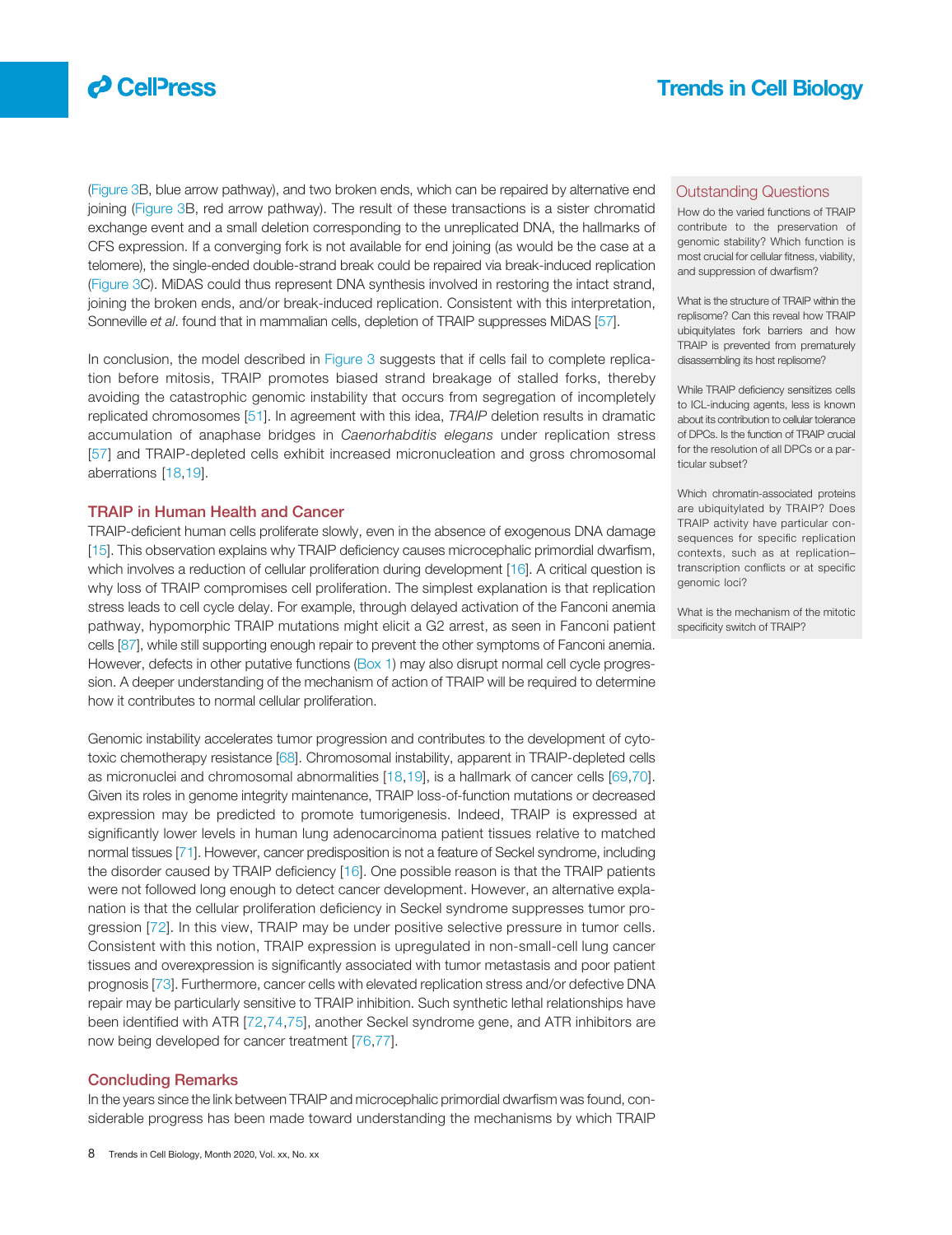(Figure 3B, blue arrow pathway), and two broken ends, which can be repaired by alternative end joining (Figure 3B, red arrow pathway). The result of these transactions is a sister chromatid exchange event and a small deletion corresponding to the unreplicated DNA, the hallmarks of CFS expression. If a converging fork is not available for end joining (as would be the case at a telomere), the single-ended double-strand break could be repaired via break-induced replication (Figure 3C). MiDAS could thus represent DNA synthesis involved in restoring the intact strand, joining the broken ends, and/or break-induced replication. Consistent with this interpretation, Sonneville *et al*. found that in mammalian cells, depletion of TRAIP suppresses MiDAS [57].

In conclusion, the model described in Figure 3 suggests that if cells fail to complete replication before mitosis, TRAIP promotes biased strand breakage of stalled forks, thereby avoiding the catastrophic genomic instability that occurs from segregation of incompletely replicated chromosomes [51]. In agreement with this idea, *TRAIP* deletion results in dramatic accumulation of anaphase bridges in *Caenorhabditis elegans* under replication stress [57] and TRAIP-depleted cells exhibit increased micronucleation and gross chromosomal aberrations [18,19].

## TRAIP in Human Health and Cancer

TRAIP-deficient human cells proliferate slowly, even in the absence of exogenous DNA damage [15]. This observation explains why TRAIP deficiency causes microcephalic primordial dwarfism, which involves a reduction of cellular proliferation during development [16]. A critical question is why loss of TRAIP compromises cell proliferation. The simplest explanation is that replication stress leads to cell cycle delay. For example, through delayed activation of the Fanconi anemia pathway, hypomorphic TRAIP mutations might elicit a G2 arrest, as seen in Fanconi patient cells [87], while still supporting enough repair to prevent the other symptoms of Fanconi anemia. However, defects in other putative functions (Box 1) may also disrupt normal cell cycle progression. A deeper understanding of the mechanism of action of TRAIP will be required to determine how it contributes to normal cellular proliferation.

Genomic instability accelerates tumor progression and contributes to the development of cytotoxic chemotherapy resistance [68]. Chromosomal instability, apparent in TRAIP-depleted cells as micronuclei and chromosomal abnormalities [18,19], is a hallmark of cancer cells [69,70]. Given its roles in genome integrity maintenance, TRAIP loss-of-function mutations or decreased expression may be predicted to promote tumorigenesis. Indeed, TRAIP is expressed at significantly lower levels in human lung adenocarcinoma patient tissues relative to matched normal tissues [71]. However, cancer predisposition is not a feature of Seckel syndrome, including the disorder caused by TRAIP deficiency [16]. One possible reason is that the TRAIP patients were not followed long enough to detect cancer development. However, an alternative explanation is that the cellular proliferation deficiency in Seckel syndrome suppresses tumor progression [72]. In this view, TRAIP may be under positive selective pressure in tumor cells. Consistent with this notion, TRAIP expression is upregulated in non-small-cell lung cancer tissues and overexpression is significantly associated with tumor metastasis and poor patient prognosis [73]. Furthermore, cancer cells with elevated replication stress and/or defective DNA repair may be particularly sensitive to TRAIP inhibition. Such synthetic lethal relationships have been identified with ATR [72,74,75], another Seckel syndrome gene, and ATR inhibitors are now being developed for cancer treatment [76,77].

## Concluding Remarks

In the years since the link between TRAIP and microcephalic primordial dwarfism was found, considerable progress has been made toward understanding the mechanisms by which TRAIP

## Outstanding Questions

How do the varied functions of TRAIP contribute to the preservation of genomic stability? Which function is most crucial for cellular fitness, viability, and suppression of dwarfism?

What is the structure of TRAIP within the replisome? Can this reveal how TRAIP ubiquitylates fork barriers and how TRAIP is prevented from prematurely disassembling its host replisome?

While TRAIP deficiency sensitizes cells to ICL-inducing agents, less is known about its contribution to cellular tolerance of DPCs. Is the function of TRAIP crucial for the resolution of all DPCs or a particular subset?

Which chromatin-associated proteins are ubiquitylated by TRAIP? Does TRAIP activity have particular consequences for specific replication contexts, such as at replication–transcription conflicts or at specific genomic loci?

What is the mechanism of the mitotic specificity switch of TRAIP?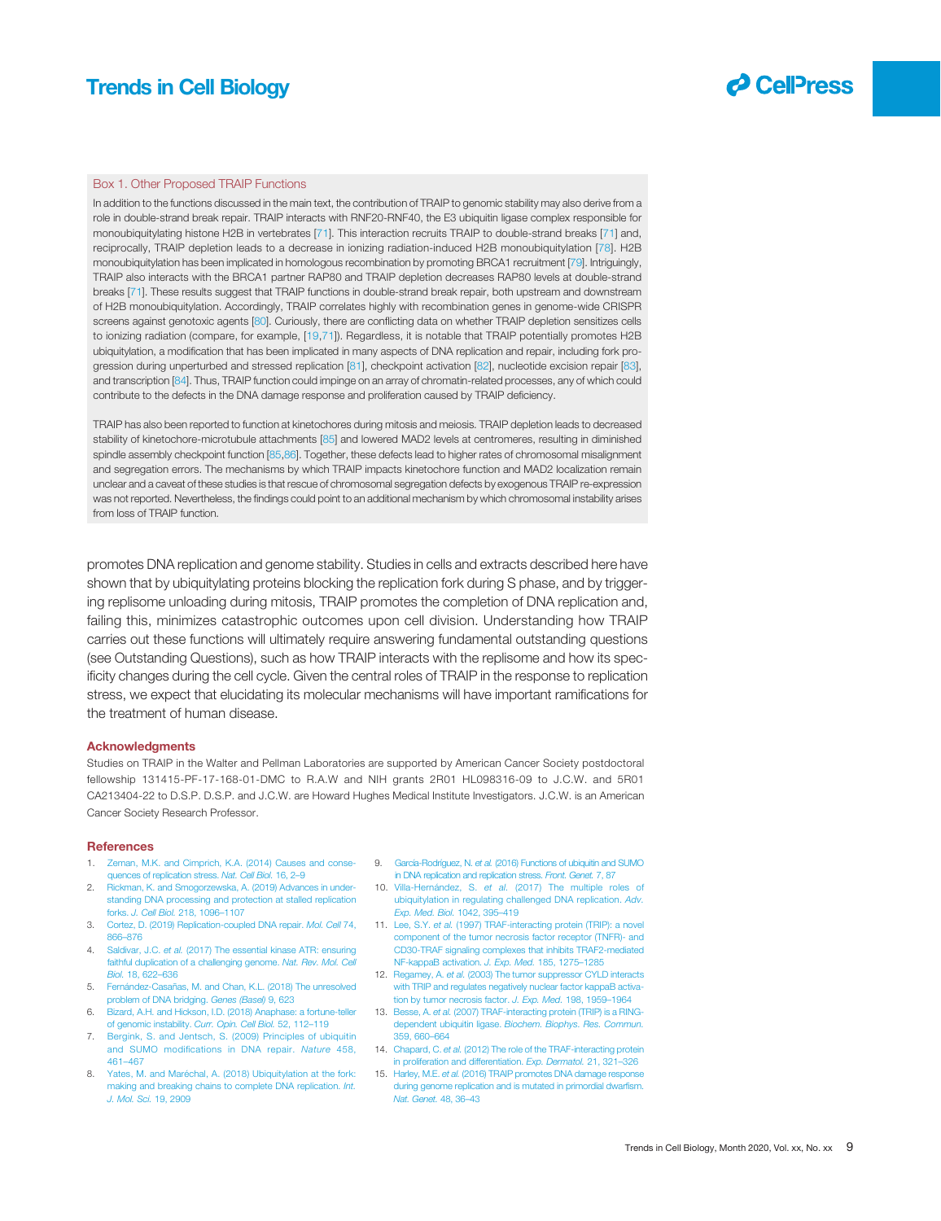### Box 1. Other Proposed TRAIP Functions

In addition to the functions discussed in the main text, the contribution of TRAIP to genomic stability may also derive from a role in double-strand break repair. TRAIP interacts with RNF20-RNF40, the E3 ubiquitin ligase complex responsible for monoubiquitylating histone H2B in vertebrates [71]. This interaction recruits TRAIP to double-strand breaks [71] and, reciprocally, TRAIP depletion leads to a decrease in ionizing radiation-induced H2B monoubiquitylation [78]. H2B monoubiquitylation has been implicated in homologous recombination by promoting BRCA1 recruitment [79]. Intriguingly, TRAIP also interacts with the BRCA1 partner RAP80 and TRAIP depletion decreases RAP80 levels at double-strand breaks [71]. These results suggest that TRAIP functions in double-strand break repair, both upstream and downstream of H2B monoubiquitylation. Accordingly, TRAIP correlates highly with recombination genes in genome-wide CRISPR screens against genotoxic agents [80]. Curiously, there are conflicting data on whether TRAIP depletion sensitizes cells to ionizing radiation (compare, for example, [19,71]). Regardless, it is notable that TRAIP potentially promotes H2B ubiquitylation, a modification that has been implicated in many aspects of DNA replication and repair, including fork progression during unperturbed and stressed replication [81], checkpoint activation [82], nucleotide excision repair [83], and transcription [84]. Thus, TRAIP function could impinge on an array of chromatin-related processes, any of which could contribute to the defects in the DNA damage response and proliferation caused by TRAIP deficiency.

TRAIP has also been reported to function at kinetochores during mitosis and meiosis. TRAIP depletion leads to decreased stability of kinetochore-microtubule attachments [85] and lowered MAD2 levels at centromeres, resulting in diminished spindle assembly checkpoint function [85,86]. Together, these defects lead to higher rates of chromosomal misalignment and segregation errors. The mechanisms by which TRAIP impacts kinetochore function and MAD2 localization remain unclear and a caveat of these studies is that rescue of chromosomal segregation defects by exogenous TRAIP re-expression was not reported. Nevertheless, the findings could point to an additional mechanism by which chromosomal instability arises from loss of TRAIP function.

promotes DNA replication and genome stability. Studies in cells and extracts described here have shown that by ubiquitylating proteins blocking the replication fork during S phase, and by triggering replisome unloading during mitosis, TRAIP promotes the completion of DNA replication and, failing this, minimizes catastrophic outcomes upon cell division. Understanding how TRAIP carries out these functions will ultimately require answering fundamental outstanding questions (see Outstanding Questions), such as how TRAIP interacts with the replisome and how its specificity changes during the cell cycle. Given the central roles of TRAIP in the response to replication stress, we expect that elucidating its molecular mechanisms will have important ramifications for the treatment of human disease.

## Acknowledgments

Studies on TRAIP in the Walter and Pellman Laboratories are supported by American Cancer Society postdoctoral fellowship 131415-PF-17-168-01-DMC to R.A.W and NIH grants 2R01 HL098316-09 to J.C.W. and 5R01 CA213404-22 to D.S.P. D.S.P. and J.C.W. are Howard Hughes Medical Institute Investigators. J.C.W. is an American Cancer Society Research Professor.

## References

1. Zeman, M.K. and Cimprich, K.A. (2014) Causes and consequences of replication stress. *Nat. Cell Biol.* 16, 2–9
2. Rickman, K. and Smogorzewska, A. (2019) Advances in understanding DNA processing and protection at stalled replication forks. *J. Cell Biol.* 218, 1096–1107
3. Cortez, D. (2019) Replication-coupled DNA repair. *Mol. Cell* 74, 866–876
4. Saldivar, J.C. *et al.* (2017) The essential kinase ATR: ensuring faithful duplication of a challenging genome. *Nat. Rev. Mol. Cell Biol.* 18, 622–636
5. Fernández-Casañas, M. and Chan, K.L. (2018) The unresolved problem of DNA bridging. *Genes (Basel)* 9, 623
6. Bizard, A.H. and Hickson, I.D. (2018) Anaphase: a fortune-teller of genomic instability. *Curr. Opin. Cell Biol.* 52, 112–119
7. Bergink, S. and Jentsch, S. (2009) Principles of ubiquitin and SUMO modifications in DNA repair. *Nature* 458, 461–467
8. Yates, M. and Maréchal, A. (2018) Ubiquitylation at the fork: making and breaking chains to complete DNA replication. *Int. J. Mol. Sci.* 19, 2909
9. García-Rodríguez, N. *et al.* (2016) Functions of ubiquitin and SUMO in DNA replication and replication stress. *Front. Genet.* 7, 87
10. Villa-Hernández, S. *et al.* (2017) The multiple roles of ubiquitylation in regulating challenged DNA replication. *Adv. Exp. Med. Biol.* 1042, 395–419
11. Lee, S.Y. *et al.* (1997) TRAF-interacting protein (TRIP): a novel component of the tumor necrosis factor receptor (TNFR)- and CD30-TRAF signaling complexes that inhibits TRAF2-mediated NF-kappaB activation. *J. Exp. Med.* 185, 1275–1285
12. Regamey, A. *et al.* (2003) The tumor suppressor CYLD interacts with TRIP and regulates negatively nuclear factor kappaB activation by tumor necrosis factor. *J. Exp. Med.* 198, 1959–1964
13. Besse, A. *et al.* (2007) TRAF-interacting protein (TRIP) is a RING-dependent ubiquitin ligase. *Biochem. Biophys. Res. Commun.* 359, 660–664
14. Chapard, C. *et al.* (2012) The role of the TRAF-interacting protein in proliferation and differentiation. *Exp. Dermatol.* 21, 321–326
15. Harley, M.E. *et al.* (2016) TRAIP promotes DNA damage response during genome replication and is mutated in primordial dwarfism. *Nat. Genet.* 48, 36–43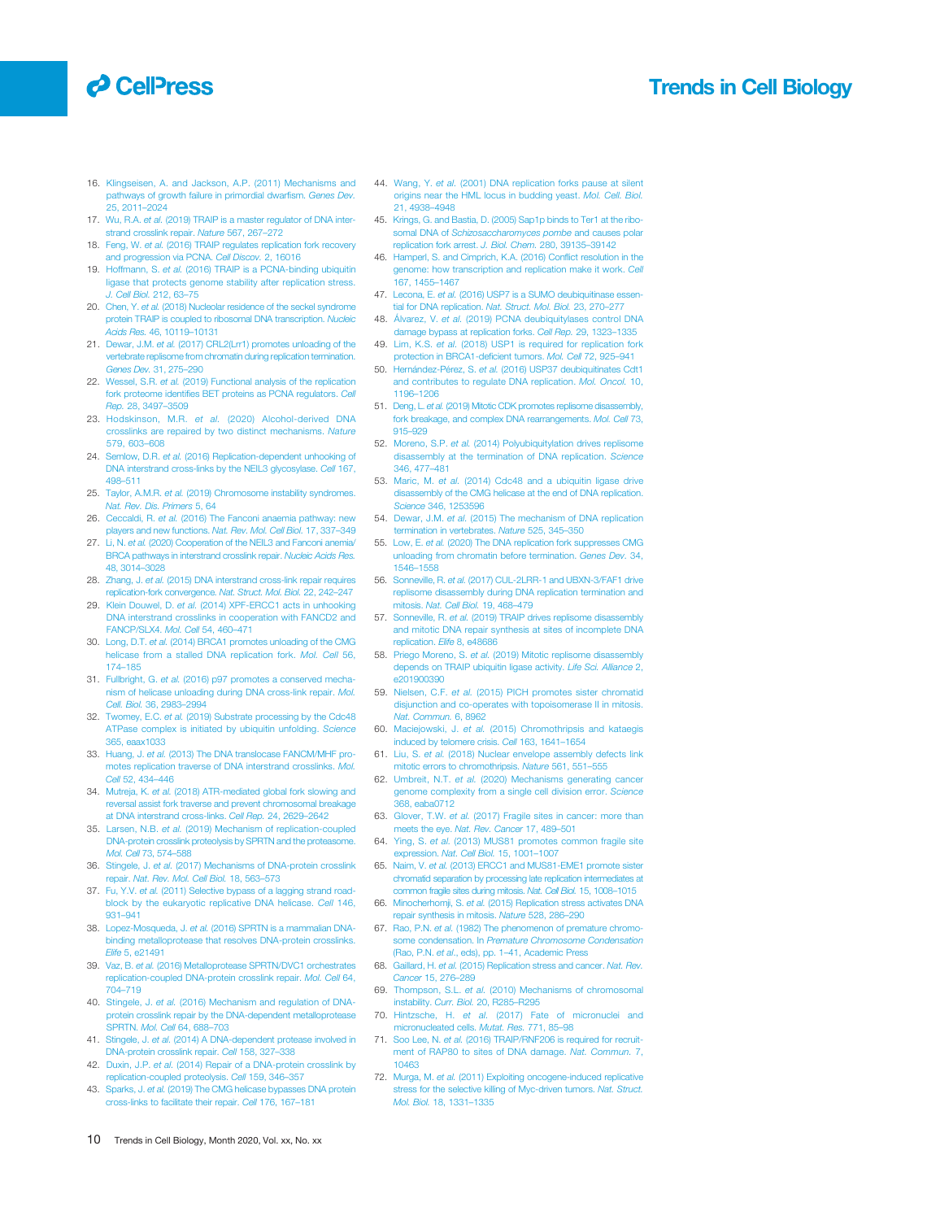16. Klingseisen, A. and Jackson, A.P. (2011) Mechanisms and pathways of growth failure in primordial dwarfism. *Genes Dev.* 25, 2011–2024
17. Wu, R.A. *et al.* (2019) TRAIP is a master regulator of DNA interstrand crosslink repair. *Nature* 567, 267–272
18. Feng, W. *et al.* (2016) TRAIP regulates replication fork recovery and progression via PCNA. *Cell Discov.* 2, 16016
19. Hoffmann, S. *et al.* (2016) TRAIP is a PCNA-binding ubiquitin ligase that protects genome stability after replication stress. *J. Cell Biol.* 212, 63–75
20. Chen, Y. *et al.* (2018) Nucleolar residence of the seckel syndrome protein TRAIP is coupled to ribosomal DNA transcription. *Nucleic Acids Res.* 46, 10119–10131
21. Dewar, J.M. *et al.* (2017) CRL2(Lrr1) promotes unloading of the vertebrate replisome from chromatin during replication termination. *Genes Dev.* 31, 275–290
22. Wessel, S.R. *et al.* (2019) Functional analysis of the replication fork proteome identifies BET proteins as PCNA regulators. *Cell Rep.* 28, 3497–3509
23. Hodskinson, M.R. *et al.* (2020) Alcohol-derived DNA crosslinks are repaired by two distinct mechanisms. *Nature* 579, 603–608
24. Semlow, D.R. *et al.* (2016) Replication-dependent unhooking of DNA interstrand cross-links by the NEIL3 glycosylase. *Cell* 167, 498–511
25. Taylor, A.M.R. *et al.* (2019) Chromosome instability syndromes. *Nat. Rev. Dis. Primers* 5, 64
26. Ceccaldi, R. *et al.* (2016) The Fanconi anaemia pathway: new players and new functions. *Nat. Rev. Mol. Cell Biol.* 17, 337–349
27. Li, N. *et al.* (2020) Cooperation of the NEIL3 and Fanconi anemia/BRCA pathways in interstrand crosslink repair. *Nucleic Acids Res.* 48, 3014–3028
28. Zhang, J. *et al.* (2015) DNA interstrand cross-link repair requires replication-fork convergence. *Nat. Struct. Mol. Biol.* 22, 242–247
29. Klein Douwel, D. *et al.* (2014) XPF-ERCC1 acts in unhooking DNA interstrand crosslinks in cooperation with FANCD2 and FANCP/SLX4. *Mol. Cell* 54, 460–471
30. Long, D.T. *et al.* (2014) BRCA1 promotes unloading of the CMG helicase from a stalled DNA replication fork. *Mol. Cell* 56, 174–185
31. Fullbright, G. *et al.* (2016) p97 promotes a conserved mechanism of helicase unloading during DNA cross-link repair. *Mol. Cell. Biol.* 36, 2983–2994
32. Twomey, E.C. *et al.* (2019) Substrate processing by the Cdc48 ATPase complex is initiated by ubiquitin unfolding. *Science* 365, eaax1033
33. Huang, J. *et al.* (2013) The DNA translocase FANCM/MHF promotes replication traverse of DNA interstrand crosslinks. *Mol. Cell* 52, 434–446
34. Mutreja, K. *et al.* (2018) ATR-mediated global fork slowing and reversal assist fork traverse and prevent chromosomal breakage at DNA interstrand cross-links. *Cell Rep.* 24, 2629–2642
35. Larsen, N.B. *et al.* (2019) Mechanism of replication-coupled DNA-protein crosslink proteolysis by SPRTN and the proteasome. *Mol. Cell* 73, 574–588
36. Stingele, J. *et al.* (2017) Mechanisms of DNA-protein crosslink repair. *Nat. Rev. Mol. Cell Biol.* 18, 563–573
37. Fu, Y.V. *et al.* (2011) Selective bypass of a lagging strand roadblock by the eukaryotic replicative DNA helicase. *Cell* 146, 931–941
38. Lopez-Mosqueda, J. *et al.* (2016) SPRTN is a mammalian DNA-binding metalloprotease that resolves DNA-protein crosslinks. *Elife* 5, e21491
39. Vaz, B. *et al.* (2016) Metalloprotease SPRTN/DVC1 orchestrates replication-coupled DNA-protein crosslink repair. *Mol. Cell* 64, 704–719
40. Stingele, J. *et al.* (2016) Mechanism and regulation of DNA-protein crosslink repair by the DNA-dependent metalloprotease SPRTN. *Mol. Cell* 64, 688–703
41. Stingele, J. *et al.* (2014) A DNA-dependent protease involved in DNA-protein crosslink repair. *Cell* 158, 327–338
42. Duxin, J.P. *et al.* (2014) Repair of a DNA-protein crosslink by replication-coupled proteolysis. *Cell* 159, 346–357
43. Sparks, J. *et al.* (2019) The CMG helicase bypasses DNA protein cross-links to facilitate their repair. *Cell* 176, 167–181
44. Wang, Y. *et al.* (2001) DNA replication forks pause at silent origins near the HML locus in budding yeast. *Mol. Cell. Biol.* 21, 4938–4948
45. Krings, G. and Bastia, D. (2005) Sap1p binds to Ter1 at the ribosomal DNA of *Schizosaccharomyces pombe* and causes polar replication fork arrest. *J. Biol. Chem.* 280, 39135–39142
46. Hamperl, S. and Cimprich, K.A. (2016) Conflict resolution in the genome: how transcription and replication make it work. *Cell* 167, 1455–1467
47. Lecona, E. *et al.* (2016) USP7 is a SUMO deubiquitinase essential for DNA replication. *Nat. Struct. Mol. Biol.* 23, 270–277
48. Álvarez, V. *et al.* (2019) PCNA deubiquitylases control DNA damage bypass at replication forks. *Cell Rep.* 29, 1323–1335
49. Lim, K.S. *et al.* (2018) USP1 is required for replication fork protection in BRCA1-deficient tumors. *Mol. Cell* 72, 925–941
50. Hernández-Pérez, S. *et al.* (2016) USP37 deubiquitinates Cdt1 and contributes to regulate DNA replication. *Mol. Oncol.* 10, 1196–1206
51. Deng, L. *et al.* (2019) Mitotic CDK promotes replisome disassembly, fork breakage, and complex DNA rearrangements. *Mol. Cell* 73, 915–929
52. Moreno, S.P. *et al.* (2014) Polyubiquitylation drives replisome disassembly at the termination of DNA replication. *Science* 346, 477–481
53. Maric, M. *et al.* (2014) Cdc48 and a ubiquitin ligase drive disassembly of the CMG helicase at the end of DNA replication. *Science* 346, 1253596
54. Dewar, J.M. *et al.* (2015) The mechanism of DNA replication termination in vertebrates. *Nature* 525, 345–350
55. Low, E. *et al.* (2020) The DNA replication fork suppresses CMG unloading from chromatin before termination. *Genes Dev.* 34, 1546–1558
56. Sonneville, R. *et al.* (2017) CUL-2LRR-1 and UBXN-3/FAF1 drive replisome disassembly during DNA replication termination and mitosis. *Nat. Cell Biol.* 19, 468–479
57. Sonneville, R. *et al.* (2019) TRAIP drives replisome disassembly and mitotic DNA repair synthesis at sites of incomplete DNA replication. *Elife* 8, e48686
58. Priego Moreno, S. *et al.* (2019) Mitotic replisome disassembly depends on TRAIP ubiquitin ligase activity. *Life Sci. Alliance* 2, e201900390
59. Nielsen, C.F. *et al.* (2015) PICH promotes sister chromatid disjunction and co-operates with topoisomerase II in mitosis. *Nat. Commun.* 6, 8962
60. Maciejowski, J. *et al.* (2015) Chromothripsis and kataegis induced by telomere crisis. *Cell* 163, 1641–1654
61. Liu, S. *et al.* (2018) Nuclear envelope assembly defects link mitotic errors to chromothripsis. *Nature* 561, 551–555
62. Umbreit, N.T. *et al.* (2020) Mechanisms generating cancer genome complexity from a single cell division error. *Science* 368, eaba0712
63. Glover, T.W. *et al.* (2017) Fragile sites in cancer: more than meets the eye. *Nat. Rev. Cancer* 17, 489–501
64. Ying, S. *et al.* (2013) MUS81 promotes common fragile site expression. *Nat. Cell Biol.* 15, 1001–1007
65. Naim, V. *et al.* (2013) ERCC1 and MUS81-EME1 promote sister chromatid separation by processing late replication intermediates at common fragile sites during mitosis. *Nat. Cell Biol.* 15, 1008–1015
66. Minocherhomji, S. *et al.* (2015) Replication stress activates DNA repair synthesis in mitosis. *Nature* 528, 286–290
67. Rao, P.N. *et al.* (1982) The phenomenon of premature chromosome condensation. In *Premature Chromosome Condensation* (Rao, P.N. *et al.*, eds), pp. 1–41, Academic Press
68. Gaillard, H. *et al.* (2015) Replication stress and cancer. *Nat. Rev. Cancer* 15, 276–289
69. Thompson, S.L. *et al.* (2010) Mechanisms of chromosomal instability. *Curr. Biol.* 20, R285–R295
70. Hintzsche, H. *et al.* (2017) Fate of micronuclei and micronucleated cells. *Mutat. Res.* 771, 85–98
71. Soo Lee, N. *et al.* (2016) TRAIP/RNF206 is required for recruitment of RAP80 to sites of DNA damage. *Nat. Commun.* 7, 10463
72. Murga, M. *et al.* (2011) Exploiting oncogene-induced replicative stress for the selective killing of Myc-driven tumors. *Nat. Struct. Mol. Biol.* 18, 1331–1335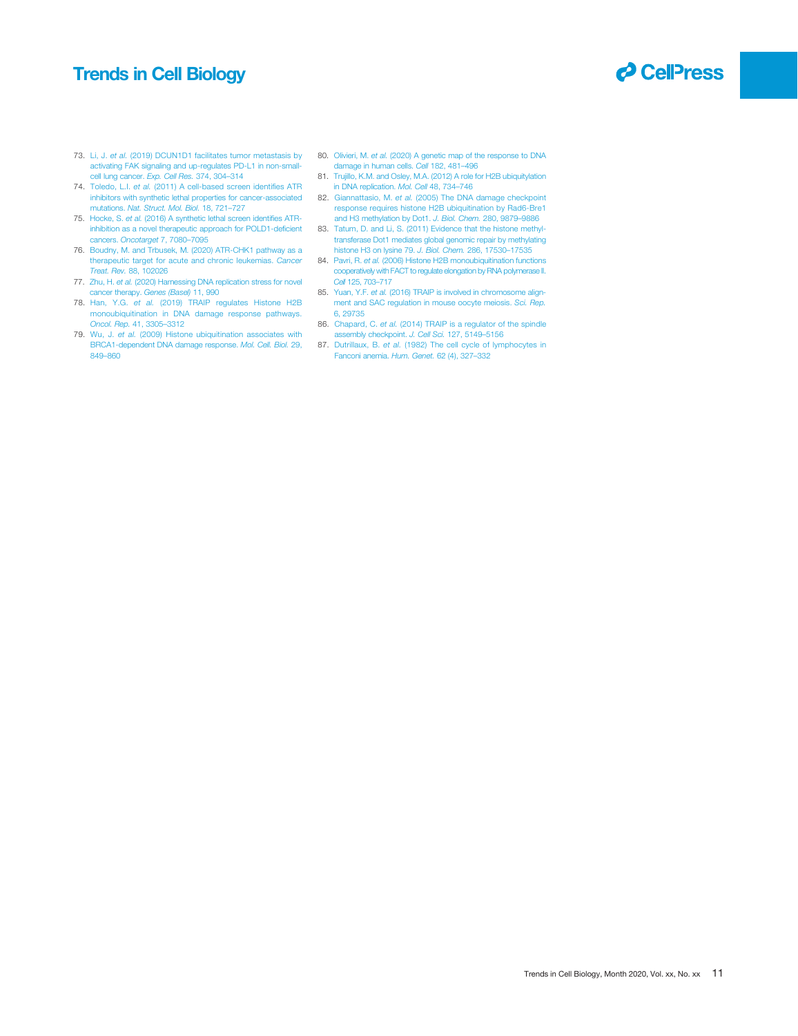73. Li, J. *et al.* (2019) DCUN1D1 facilitates tumor metastasis by activating FAK signaling and up-regulates PD-L1 in non-small-cell lung cancer. *Exp. Cell Res.* 374, 304–314
74. Toledo, L.I. *et al.* (2011) A cell-based screen identifies ATR inhibitors with synthetic lethal properties for cancer-associated mutations. *Nat. Struct. Mol. Biol.* 18, 721–727
75. Hocke, S. *et al.* (2016) A synthetic lethal screen identifies ATR-inhibition as a novel therapeutic approach for POLD1-deficient cancers. *Oncotarget* 7, 7080–7095
76. Boudny, M. and Trbusek, M. (2020) ATR-CHK1 pathway as a therapeutic target for acute and chronic leukemias. *Cancer Treat. Rev.* 88, 102026
77. Zhu, H. *et al.* (2020) Harnessing DNA replication stress for novel cancer therapy. *Genes (Basel)* 11, 990
78. Han, Y.G. *et al.* (2019) TRAIP regulates Histone H2B monoubiquitination in DNA damage response pathways. *Oncol. Rep.* 41, 3305–3312
79. Wu, J. *et al.* (2009) Histone ubiquitination associates with BRCA1-dependent DNA damage response. *Mol. Cell. Biol.* 29, 849–860
80. Olivieri, M. *et al.* (2020) A genetic map of the response to DNA damage in human cells. *Cell* 182, 481–496
81. Trujillo, K.M. and Osley, M.A. (2012) A role for H2B ubiquitylation in DNA replication. *Mol. Cell* 48, 734–746
82. Giannattasio, M. *et al.* (2005) The DNA damage checkpoint response requires histone H2B ubiquitination by Rad6-Bre1 and H3 methylation by Dot1. *J. Biol. Chem.* 280, 9879–9886
83. Tatum, D. and Li, S. (2011) Evidence that the histone methyltransferase Dot1 mediates global genomic repair by methylating histone H3 on lysine 79. *J. Biol. Chem.* 286, 17530–17535
84. Pavri, R. *et al.* (2006) Histone H2B monoubiquitination functions cooperatively with FACT to regulate elongation by RNA polymerase II. *Cell* 125, 703–717
85. Yuan, Y.F. *et al.* (2016) TRAIP is involved in chromosome alignment and SAC regulation in mouse oocyte meiosis. *Sci. Rep.* 6, 29735
86. Chapard, C. *et al.* (2014) TRAIP is a regulator of the spindle assembly checkpoint. *J. Cell Sci.* 127, 5149–5156
87. Dutrillaux, B. *et al.* (1982) The cell cycle of lymphocytes in Fanconi anemia. *Hum. Genet.* 62 (4), 327–332